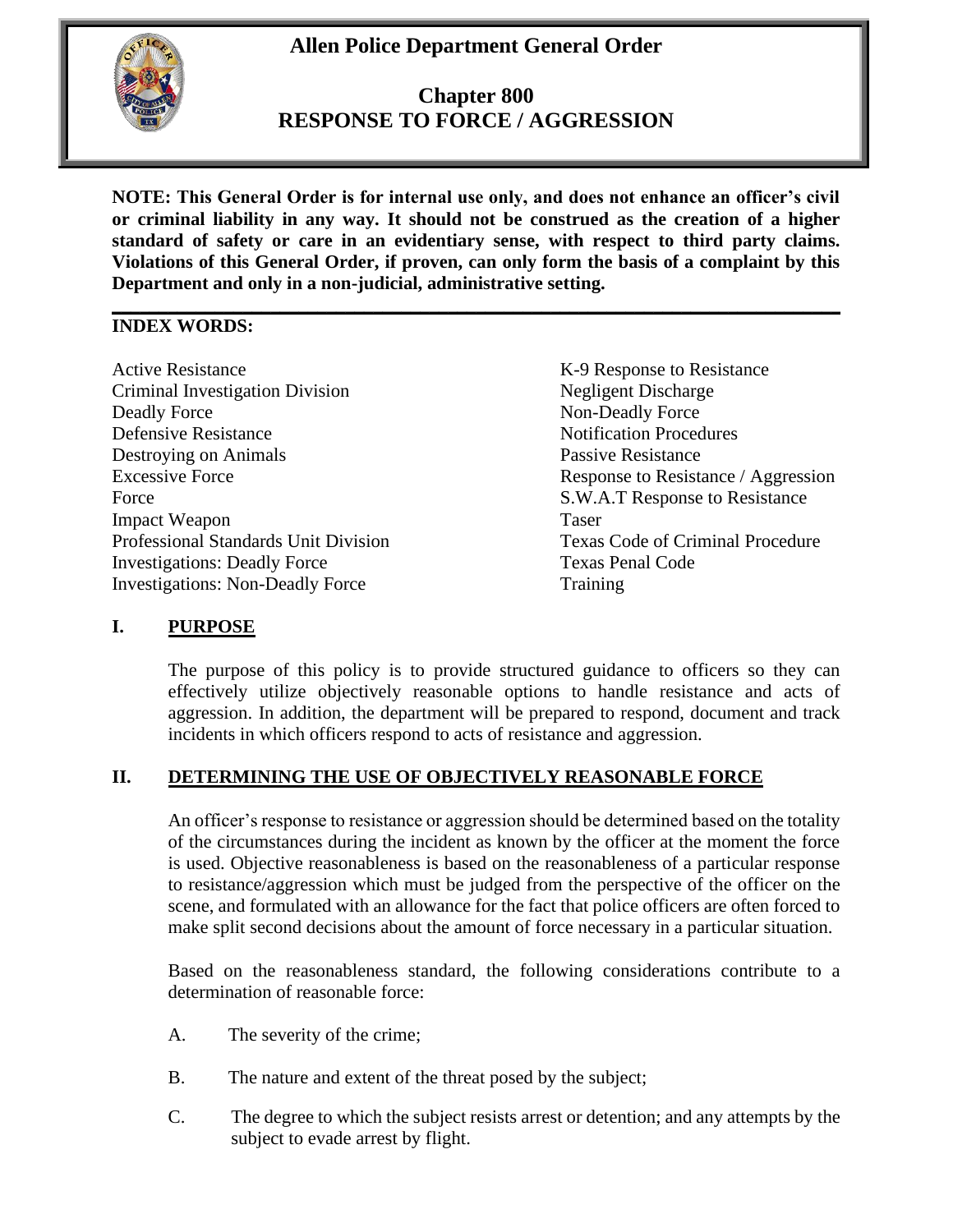# Allen Police Department General Order

## Chapter 800
## RESPONSE TO FORCE / AGGRESSION

**NOTE: This General Order is for internal use only, and does not enhance an officer's civil or criminal liability in any way. It should not be construed as the creation of a higher standard of safety or care in an evidentiary sense, with respect to third party claims. Violations of this General Order, if proven, can only form the basis of a complaint by this Department and only in a non-judicial, administrative setting.**

**INDEX WORDS:**

Active Resistance
Criminal Investigation Division
Deadly Force
Defensive Resistance
Destroying on Animals
Excessive Force
Force
Impact Weapon
Professional Standards Unit Division
Investigations: Deadly Force
Investigations: Non-Deadly Force
K-9 Response to Resistance
Negligent Discharge
Non-Deadly Force
Notification Procedures
Passive Resistance
Response to Resistance / Aggression
S.W.A.T Response to Resistance
Taser
Texas Code of Criminal Procedure
Texas Penal Code
Training

## I. PURPOSE

The purpose of this policy is to provide structured guidance to officers so they can effectively utilize objectively reasonable options to handle resistance and acts of aggression. In addition, the department will be prepared to respond, document and track incidents in which officers respond to acts of resistance and aggression.

## II. DETERMINING THE USE OF OBJECTIVELY REASONABLE FORCE

An officer's response to resistance or aggression should be determined based on the totality of the circumstances during the incident as known by the officer at the moment the force is used. Objective reasonableness is based on the reasonableness of a particular response to resistance/aggression which must be judged from the perspective of the officer on the scene, and formulated with an allowance for the fact that police officers are often forced to make split second decisions about the amount of force necessary in a particular situation.

Based on the reasonableness standard, the following considerations contribute to a determination of reasonable force:

A. The severity of the crime;

B. The nature and extent of the threat posed by the subject;

C. The degree to which the subject resists arrest or detention; and any attempts by the subject to evade arrest by flight.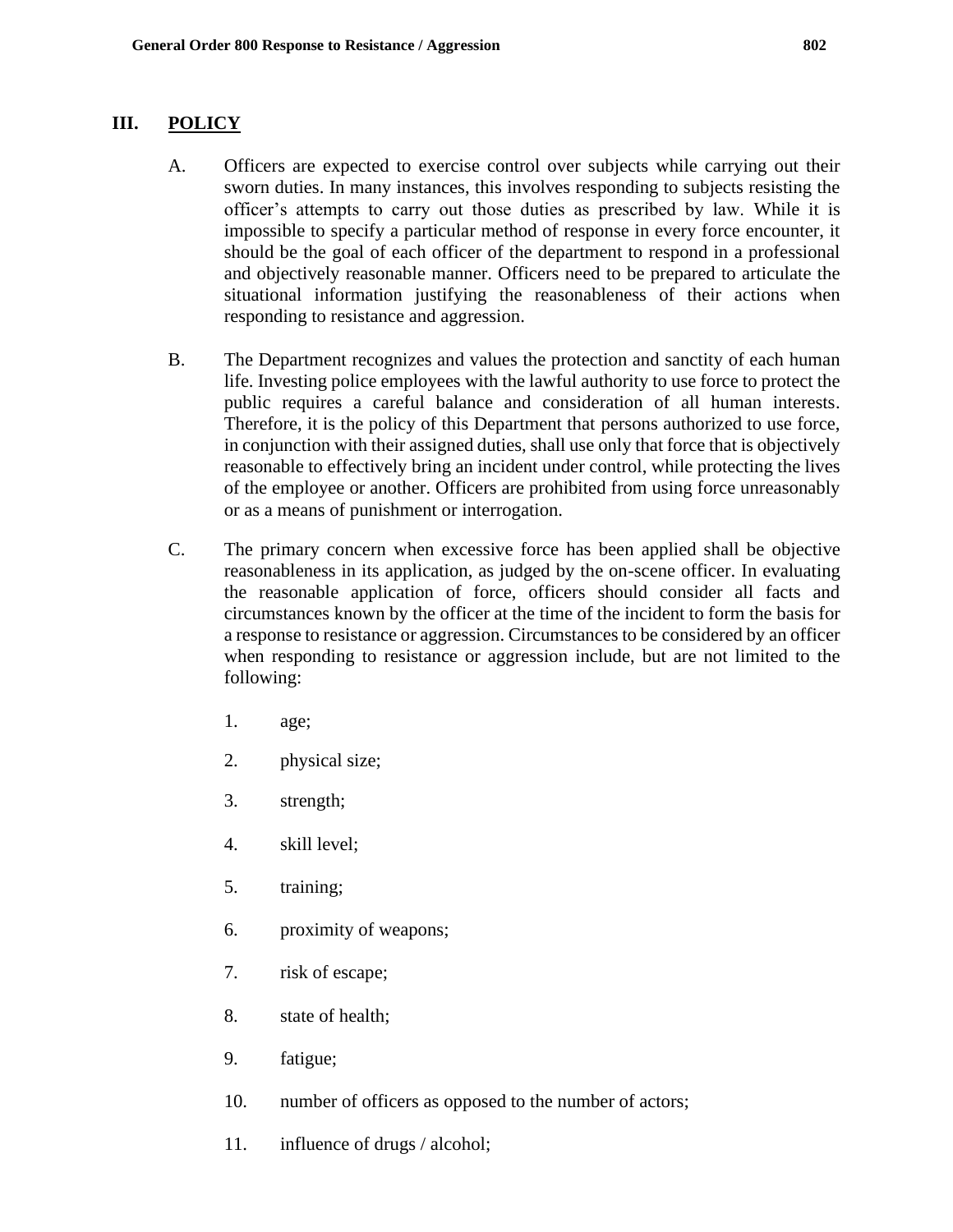## III. POLICY

A. Officers are expected to exercise control over subjects while carrying out their sworn duties. In many instances, this involves responding to subjects resisting the officer's attempts to carry out those duties as prescribed by law. While it is impossible to specify a particular method of response in every force encounter, it should be the goal of each officer of the department to respond in a professional and objectively reasonable manner. Officers need to be prepared to articulate the situational information justifying the reasonableness of their actions when responding to resistance and aggression.

B. The Department recognizes and values the protection and sanctity of each human life. Investing police employees with the lawful authority to use force to protect the public requires a careful balance and consideration of all human interests. Therefore, it is the policy of this Department that persons authorized to use force, in conjunction with their assigned duties, shall use only that force that is objectively reasonable to effectively bring an incident under control, while protecting the lives of the employee or another. Officers are prohibited from using force unreasonably or as a means of punishment or interrogation.

C. The primary concern when excessive force has been applied shall be objective reasonableness in its application, as judged by the on-scene officer. In evaluating the reasonable application of force, officers should consider all facts and circumstances known by the officer at the time of the incident to form the basis for a response to resistance or aggression. Circumstances to be considered by an officer when responding to resistance or aggression include, but are not limited to the following:

1. age;
2. physical size;
3. strength;
4. skill level;
5. training;
6. proximity of weapons;
7. risk of escape;
8. state of health;
9. fatigue;
10. number of officers as opposed to the number of actors;
11. influence of drugs / alcohol;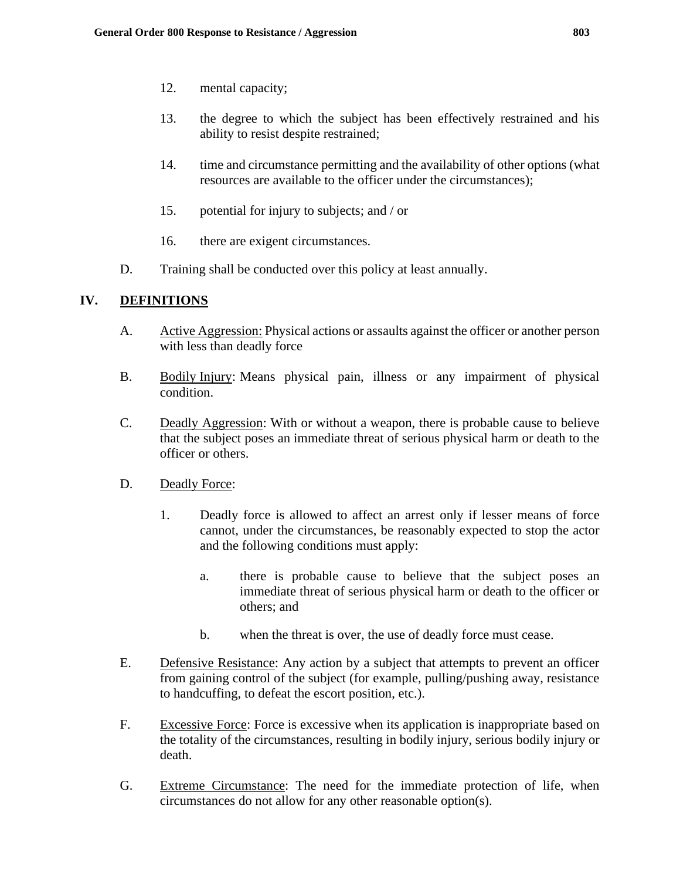12. mental capacity;

13. the degree to which the subject has been effectively restrained and his ability to resist despite restrained;

14. time and circumstance permitting and the availability of other options (what resources are available to the officer under the circumstances);

15. potential for injury to subjects; and / or

16. there are exigent circumstances.

D. Training shall be conducted over this policy at least annually.

## IV. DEFINITIONS

A. Active Aggression: Physical actions or assaults against the officer or another person with less than deadly force

B. Bodily Injury: Means physical pain, illness or any impairment of physical condition.

C. Deadly Aggression: With or without a weapon, there is probable cause to believe that the subject poses an immediate threat of serious physical harm or death to the officer or others.

D. Deadly Force:

1. Deadly force is allowed to affect an arrest only if lesser means of force cannot, under the circumstances, be reasonably expected to stop the actor and the following conditions must apply:

   a. there is probable cause to believe that the subject poses an immediate threat of serious physical harm or death to the officer or others; and

   b. when the threat is over, the use of deadly force must cease.

E. Defensive Resistance: Any action by a subject that attempts to prevent an officer from gaining control of the subject (for example, pulling/pushing away, resistance to handcuffing, to defeat the escort position, etc.).

F. Excessive Force: Force is excessive when its application is inappropriate based on the totality of the circumstances, resulting in bodily injury, serious bodily injury or death.

G. Extreme Circumstance: The need for the immediate protection of life, when circumstances do not allow for any other reasonable option(s).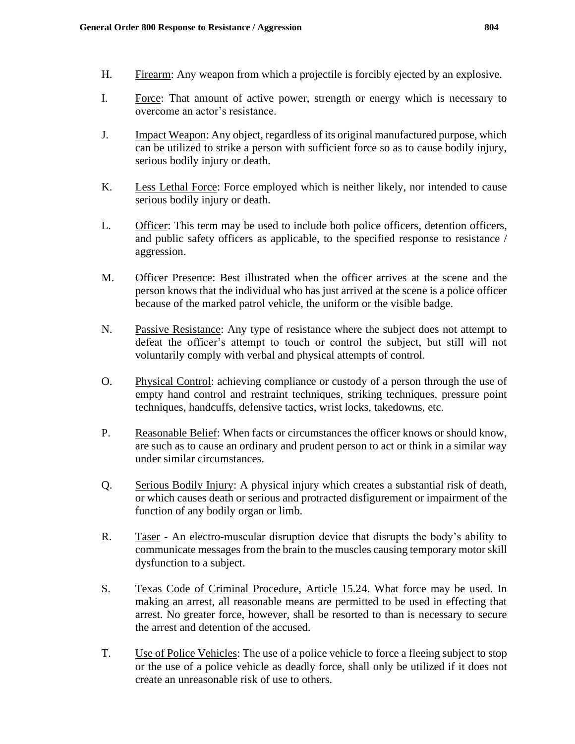H. Firearm: Any weapon from which a projectile is forcibly ejected by an explosive.

I. Force: That amount of active power, strength or energy which is necessary to overcome an actor's resistance.

J. Impact Weapon: Any object, regardless of its original manufactured purpose, which can be utilized to strike a person with sufficient force so as to cause bodily injury, serious bodily injury or death.

K. Less Lethal Force: Force employed which is neither likely, nor intended to cause serious bodily injury or death.

L. Officer: This term may be used to include both police officers, detention officers, and public safety officers as applicable, to the specified response to resistance / aggression.

M. Officer Presence: Best illustrated when the officer arrives at the scene and the person knows that the individual who has just arrived at the scene is a police officer because of the marked patrol vehicle, the uniform or the visible badge.

N. Passive Resistance: Any type of resistance where the subject does not attempt to defeat the officer's attempt to touch or control the subject, but still will not voluntarily comply with verbal and physical attempts of control.

O. Physical Control: achieving compliance or custody of a person through the use of empty hand control and restraint techniques, striking techniques, pressure point techniques, handcuffs, defensive tactics, wrist locks, takedowns, etc.

P. Reasonable Belief: When facts or circumstances the officer knows or should know, are such as to cause an ordinary and prudent person to act or think in a similar way under similar circumstances.

Q. Serious Bodily Injury: A physical injury which creates a substantial risk of death, or which causes death or serious and protracted disfigurement or impairment of the function of any bodily organ or limb.

R. Taser - An electro-muscular disruption device that disrupts the body's ability to communicate messages from the brain to the muscles causing temporary motor skill dysfunction to a subject.

S. Texas Code of Criminal Procedure, Article 15.24. What force may be used. In making an arrest, all reasonable means are permitted to be used in effecting that arrest. No greater force, however, shall be resorted to than is necessary to secure the arrest and detention of the accused.

T. Use of Police Vehicles: The use of a police vehicle to force a fleeing subject to stop or the use of a police vehicle as deadly force, shall only be utilized if it does not create an unreasonable risk of use to others.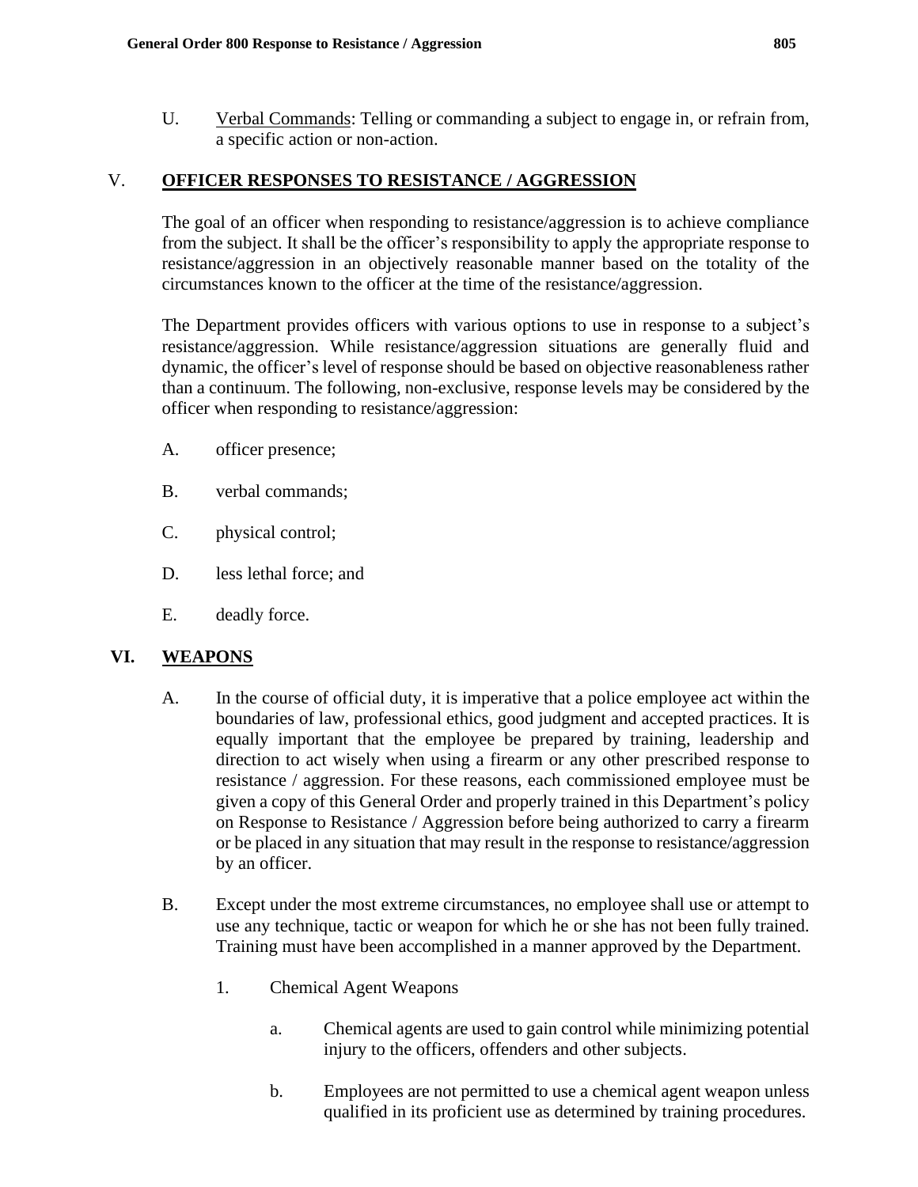U. Verbal Commands: Telling or commanding a subject to engage in, or refrain from, a specific action or non-action.

## V. OFFICER RESPONSES TO RESISTANCE / AGGRESSION

The goal of an officer when responding to resistance/aggression is to achieve compliance from the subject. It shall be the officer's responsibility to apply the appropriate response to resistance/aggression in an objectively reasonable manner based on the totality of the circumstances known to the officer at the time of the resistance/aggression.

The Department provides officers with various options to use in response to a subject's resistance/aggression. While resistance/aggression situations are generally fluid and dynamic, the officer's level of response should be based on objective reasonableness rather than a continuum. The following, non-exclusive, response levels may be considered by the officer when responding to resistance/aggression:

A. officer presence;

B. verbal commands;

C. physical control;

D. less lethal force; and

E. deadly force.

## VI. WEAPONS

A. In the course of official duty, it is imperative that a police employee act within the boundaries of law, professional ethics, good judgment and accepted practices. It is equally important that the employee be prepared by training, leadership and direction to act wisely when using a firearm or any other prescribed response to resistance / aggression. For these reasons, each commissioned employee must be given a copy of this General Order and properly trained in this Department's policy on Response to Resistance / Aggression before being authorized to carry a firearm or be placed in any situation that may result in the response to resistance/aggression by an officer.

B. Except under the most extreme circumstances, no employee shall use or attempt to use any technique, tactic or weapon for which he or she has not been fully trained. Training must have been accomplished in a manner approved by the Department.

1. Chemical Agent Weapons

   a. Chemical agents are used to gain control while minimizing potential injury to the officers, offenders and other subjects.

   b. Employees are not permitted to use a chemical agent weapon unless qualified in its proficient use as determined by training procedures.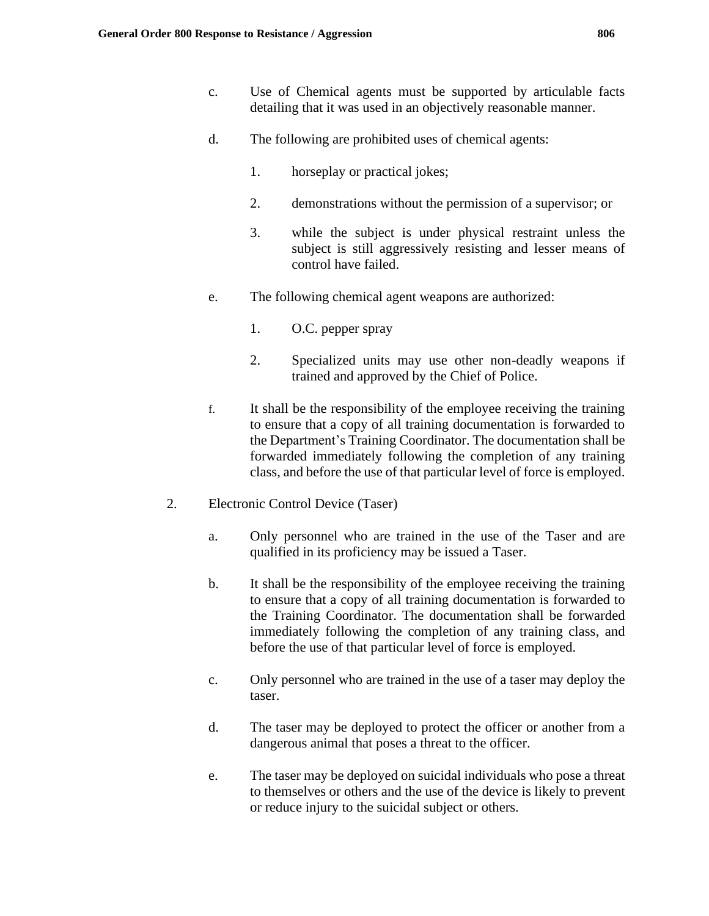c. Use of Chemical agents must be supported by articulable facts detailing that it was used in an objectively reasonable manner.

d. The following are prohibited uses of chemical agents:

1. horseplay or practical jokes;

2. demonstrations without the permission of a supervisor; or

3. while the subject is under physical restraint unless the subject is still aggressively resisting and lesser means of control have failed.

e. The following chemical agent weapons are authorized:

1. O.C. pepper spray

2. Specialized units may use other non-deadly weapons if trained and approved by the Chief of Police.

f. It shall be the responsibility of the employee receiving the training to ensure that a copy of all training documentation is forwarded to the Department's Training Coordinator. The documentation shall be forwarded immediately following the completion of any training class, and before the use of that particular level of force is employed.

2. Electronic Control Device (Taser)

a. Only personnel who are trained in the use of the Taser and are qualified in its proficiency may be issued a Taser.

b. It shall be the responsibility of the employee receiving the training to ensure that a copy of all training documentation is forwarded to the Training Coordinator. The documentation shall be forwarded immediately following the completion of any training class, and before the use of that particular level of force is employed.

c. Only personnel who are trained in the use of a taser may deploy the taser.

d. The taser may be deployed to protect the officer or another from a dangerous animal that poses a threat to the officer.

e. The taser may be deployed on suicidal individuals who pose a threat to themselves or others and the use of the device is likely to prevent or reduce injury to the suicidal subject or others.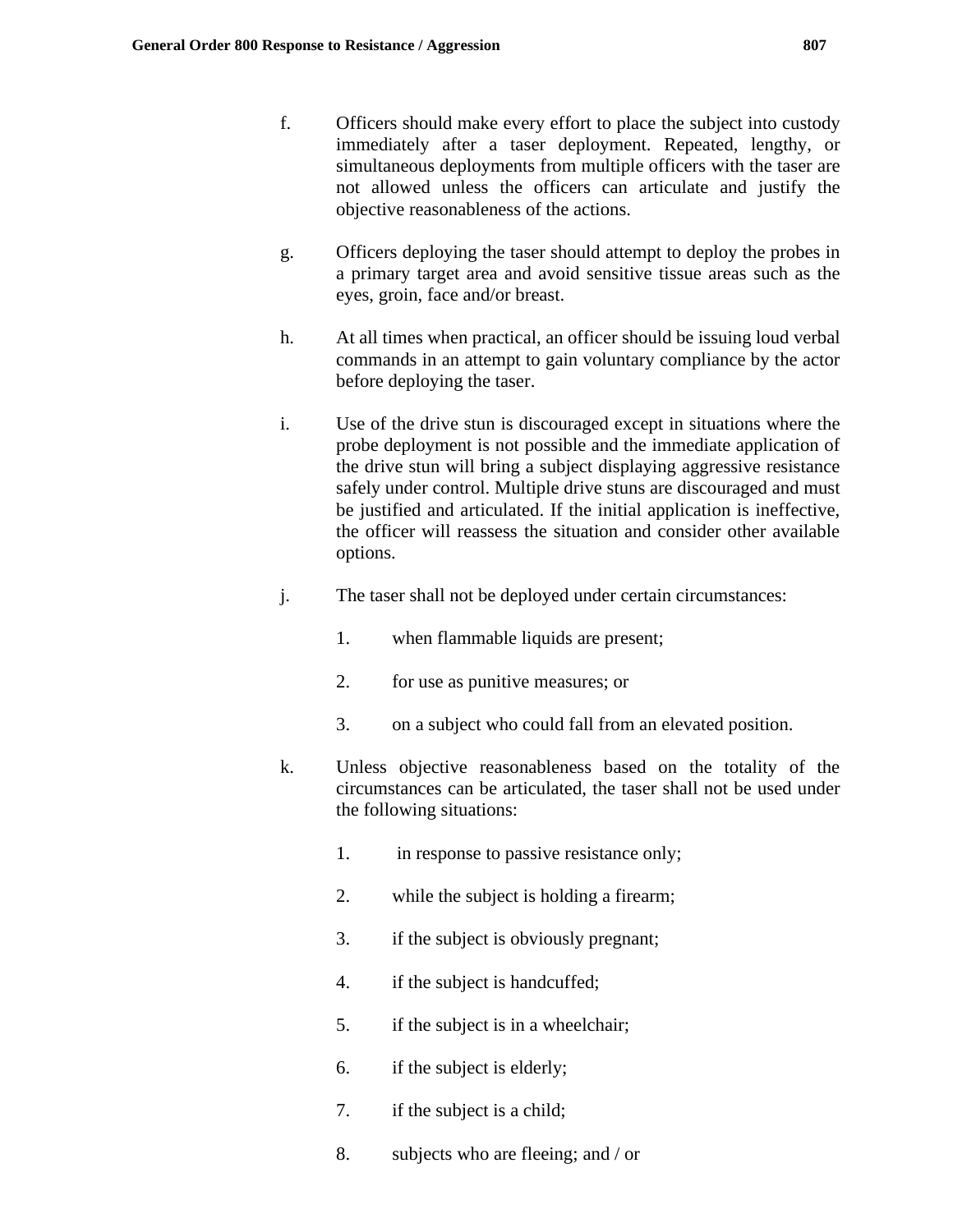f. Officers should make every effort to place the subject into custody immediately after a taser deployment. Repeated, lengthy, or simultaneous deployments from multiple officers with the taser are not allowed unless the officers can articulate and justify the objective reasonableness of the actions.

g. Officers deploying the taser should attempt to deploy the probes in a primary target area and avoid sensitive tissue areas such as the eyes, groin, face and/or breast.

h. At all times when practical, an officer should be issuing loud verbal commands in an attempt to gain voluntary compliance by the actor before deploying the taser.

i. Use of the drive stun is discouraged except in situations where the probe deployment is not possible and the immediate application of the drive stun will bring a subject displaying aggressive resistance safely under control. Multiple drive stuns are discouraged and must be justified and articulated. If the initial application is ineffective, the officer will reassess the situation and consider other available options.

j. The taser shall not be deployed under certain circumstances:

1. when flammable liquids are present;
2. for use as punitive measures; or
3. on a subject who could fall from an elevated position.

k. Unless objective reasonableness based on the totality of the circumstances can be articulated, the taser shall not be used under the following situations:

1. in response to passive resistance only;
2. while the subject is holding a firearm;
3. if the subject is obviously pregnant;
4. if the subject is handcuffed;
5. if the subject is in a wheelchair;
6. if the subject is elderly;
7. if the subject is a child;
8. subjects who are fleeing; and / or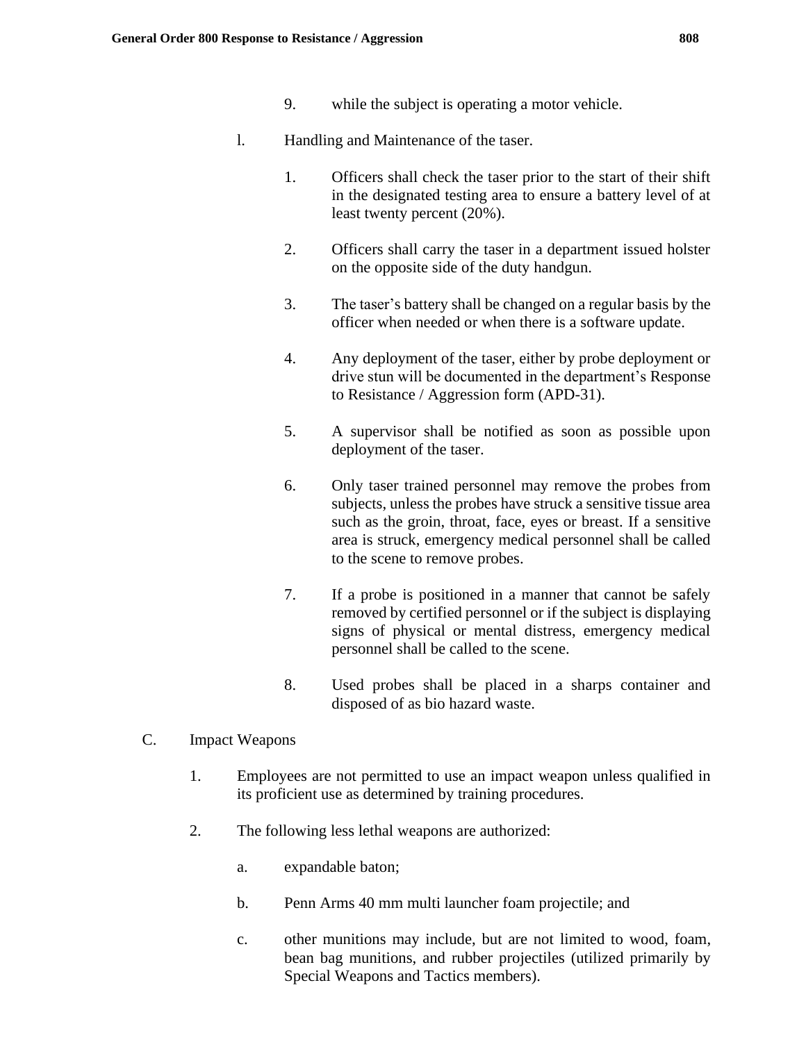9. while the subject is operating a motor vehicle.

l. Handling and Maintenance of the taser.

1. Officers shall check the taser prior to the start of their shift in the designated testing area to ensure a battery level of at least twenty percent (20%).

2. Officers shall carry the taser in a department issued holster on the opposite side of the duty handgun.

3. The taser's battery shall be changed on a regular basis by the officer when needed or when there is a software update.

4. Any deployment of the taser, either by probe deployment or drive stun will be documented in the department's Response to Resistance / Aggression form (APD-31).

5. A supervisor shall be notified as soon as possible upon deployment of the taser.

6. Only taser trained personnel may remove the probes from subjects, unless the probes have struck a sensitive tissue area such as the groin, throat, face, eyes or breast. If a sensitive area is struck, emergency medical personnel shall be called to the scene to remove probes.

7. If a probe is positioned in a manner that cannot be safely removed by certified personnel or if the subject is displaying signs of physical or mental distress, emergency medical personnel shall be called to the scene.

8. Used probes shall be placed in a sharps container and disposed of as bio hazard waste.

C. Impact Weapons

1. Employees are not permitted to use an impact weapon unless qualified in its proficient use as determined by training procedures.

2. The following less lethal weapons are authorized:

a. expandable baton;

b. Penn Arms 40 mm multi launcher foam projectile; and

c. other munitions may include, but are not limited to wood, foam, bean bag munitions, and rubber projectiles (utilized primarily by Special Weapons and Tactics members).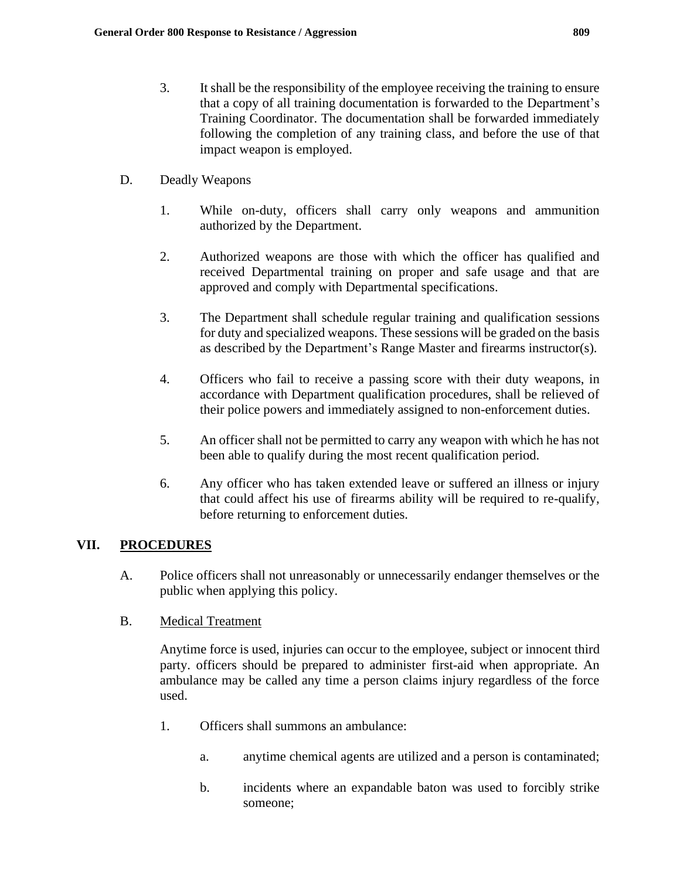3. It shall be the responsibility of the employee receiving the training to ensure that a copy of all training documentation is forwarded to the Department's Training Coordinator. The documentation shall be forwarded immediately following the completion of any training class, and before the use of that impact weapon is employed.

D. Deadly Weapons

1. While on-duty, officers shall carry only weapons and ammunition authorized by the Department.

2. Authorized weapons are those with which the officer has qualified and received Departmental training on proper and safe usage and that are approved and comply with Departmental specifications.

3. The Department shall schedule regular training and qualification sessions for duty and specialized weapons. These sessions will be graded on the basis as described by the Department's Range Master and firearms instructor(s).

4. Officers who fail to receive a passing score with their duty weapons, in accordance with Department qualification procedures, shall be relieved of their police powers and immediately assigned to non-enforcement duties.

5. An officer shall not be permitted to carry any weapon with which he has not been able to qualify during the most recent qualification period.

6. Any officer who has taken extended leave or suffered an illness or injury that could affect his use of firearms ability will be required to re-qualify, before returning to enforcement duties.

## VII. PROCEDURES

A. Police officers shall not unreasonably or unnecessarily endanger themselves or the public when applying this policy.

B. Medical Treatment

Anytime force is used, injuries can occur to the employee, subject or innocent third party. officers should be prepared to administer first-aid when appropriate. An ambulance may be called any time a person claims injury regardless of the force used.

1. Officers shall summons an ambulance:

   a. anytime chemical agents are utilized and a person is contaminated;

   b. incidents where an expandable baton was used to forcibly strike someone;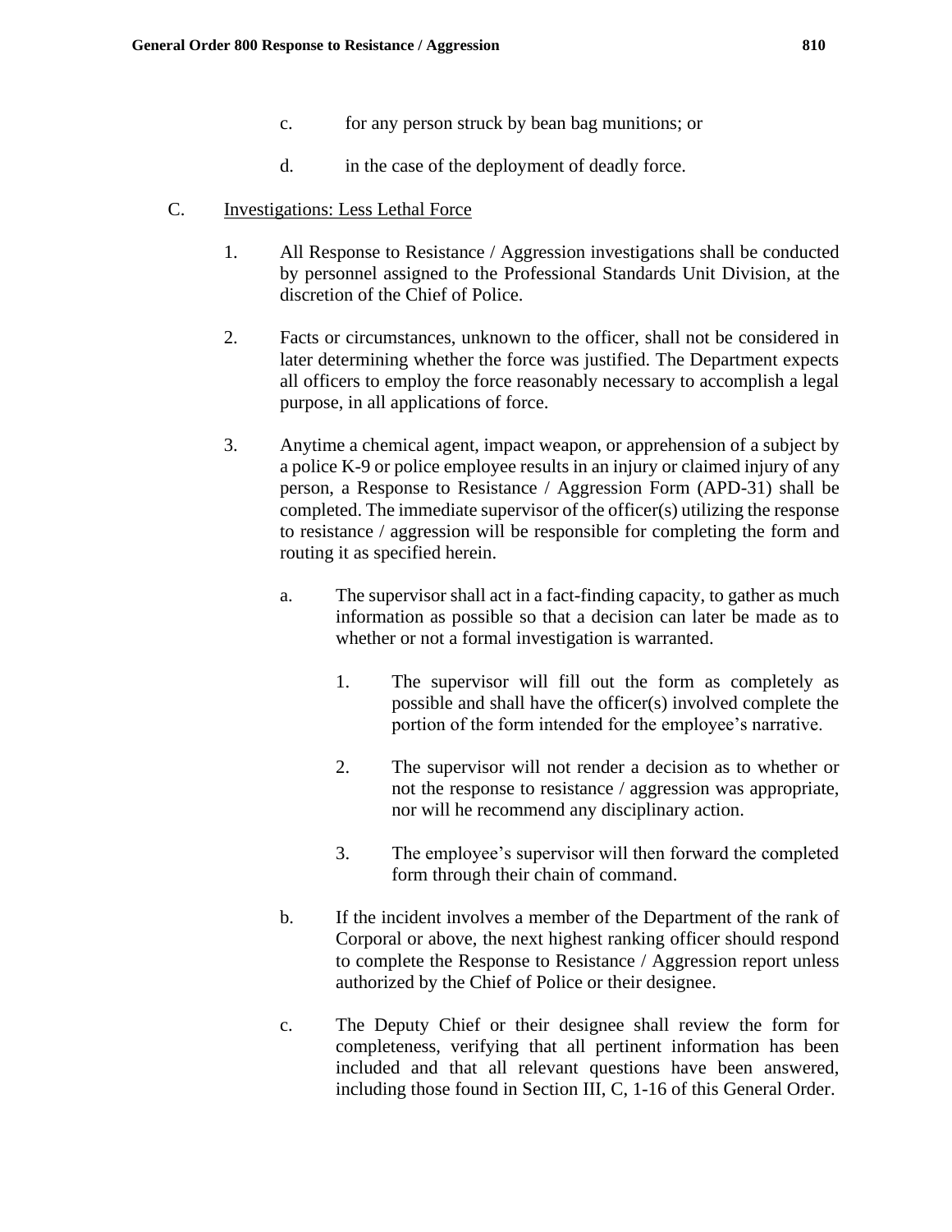c. for any person struck by bean bag munitions; or

d. in the case of the deployment of deadly force.

C. <u>Investigations: Less Lethal Force</u>

1. All Response to Resistance / Aggression investigations shall be conducted by personnel assigned to the Professional Standards Unit Division, at the discretion of the Chief of Police.

2. Facts or circumstances, unknown to the officer, shall not be considered in later determining whether the force was justified. The Department expects all officers to employ the force reasonably necessary to accomplish a legal purpose, in all applications of force.

3. Anytime a chemical agent, impact weapon, or apprehension of a subject by a police K-9 or police employee results in an injury or claimed injury of any person, a Response to Resistance / Aggression Form (APD-31) shall be completed. The immediate supervisor of the officer(s) utilizing the response to resistance / aggression will be responsible for completing the form and routing it as specified herein.

   a. The supervisor shall act in a fact-finding capacity, to gather as much information as possible so that a decision can later be made as to whether or not a formal investigation is warranted.

      1. The supervisor will fill out the form as completely as possible and shall have the officer(s) involved complete the portion of the form intended for the employee's narrative.

      2. The supervisor will not render a decision as to whether or not the response to resistance / aggression was appropriate, nor will he recommend any disciplinary action.

      3. The employee's supervisor will then forward the completed form through their chain of command.

   b. If the incident involves a member of the Department of the rank of Corporal or above, the next highest ranking officer should respond to complete the Response to Resistance / Aggression report unless authorized by the Chief of Police or their designee.

   c. The Deputy Chief or their designee shall review the form for completeness, verifying that all pertinent information has been included and that all relevant questions have been answered, including those found in Section III, C, 1-16 of this General Order.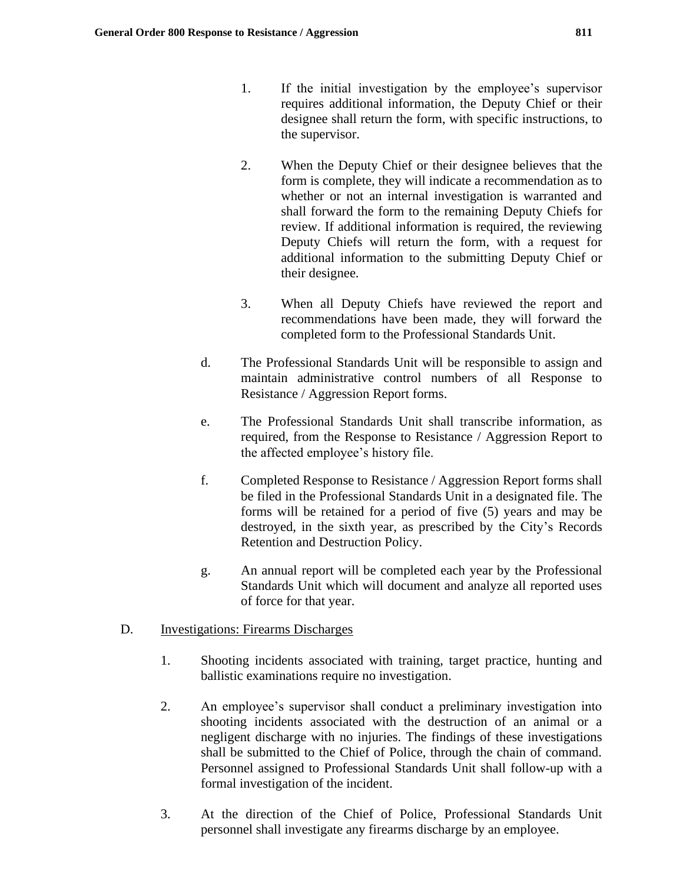1. If the initial investigation by the employee's supervisor requires additional information, the Deputy Chief or their designee shall return the form, with specific instructions, to the supervisor.

2. When the Deputy Chief or their designee believes that the form is complete, they will indicate a recommendation as to whether or not an internal investigation is warranted and shall forward the form to the remaining Deputy Chiefs for review. If additional information is required, the reviewing Deputy Chiefs will return the form, with a request for additional information to the submitting Deputy Chief or their designee.

3. When all Deputy Chiefs have reviewed the report and recommendations have been made, they will forward the completed form to the Professional Standards Unit.

d. The Professional Standards Unit will be responsible to assign and maintain administrative control numbers of all Response to Resistance / Aggression Report forms.

e. The Professional Standards Unit shall transcribe information, as required, from the Response to Resistance / Aggression Report to the affected employee's history file.

f. Completed Response to Resistance / Aggression Report forms shall be filed in the Professional Standards Unit in a designated file. The forms will be retained for a period of five (5) years and may be destroyed, in the sixth year, as prescribed by the City's Records Retention and Destruction Policy.

g. An annual report will be completed each year by the Professional Standards Unit which will document and analyze all reported uses of force for that year.

D. <u>Investigations: Firearms Discharges</u>

1. Shooting incidents associated with training, target practice, hunting and ballistic examinations require no investigation.

2. An employee's supervisor shall conduct a preliminary investigation into shooting incidents associated with the destruction of an animal or a negligent discharge with no injuries. The findings of these investigations shall be submitted to the Chief of Police, through the chain of command. Personnel assigned to Professional Standards Unit shall follow-up with a formal investigation of the incident.

3. At the direction of the Chief of Police, Professional Standards Unit personnel shall investigate any firearms discharge by an employee.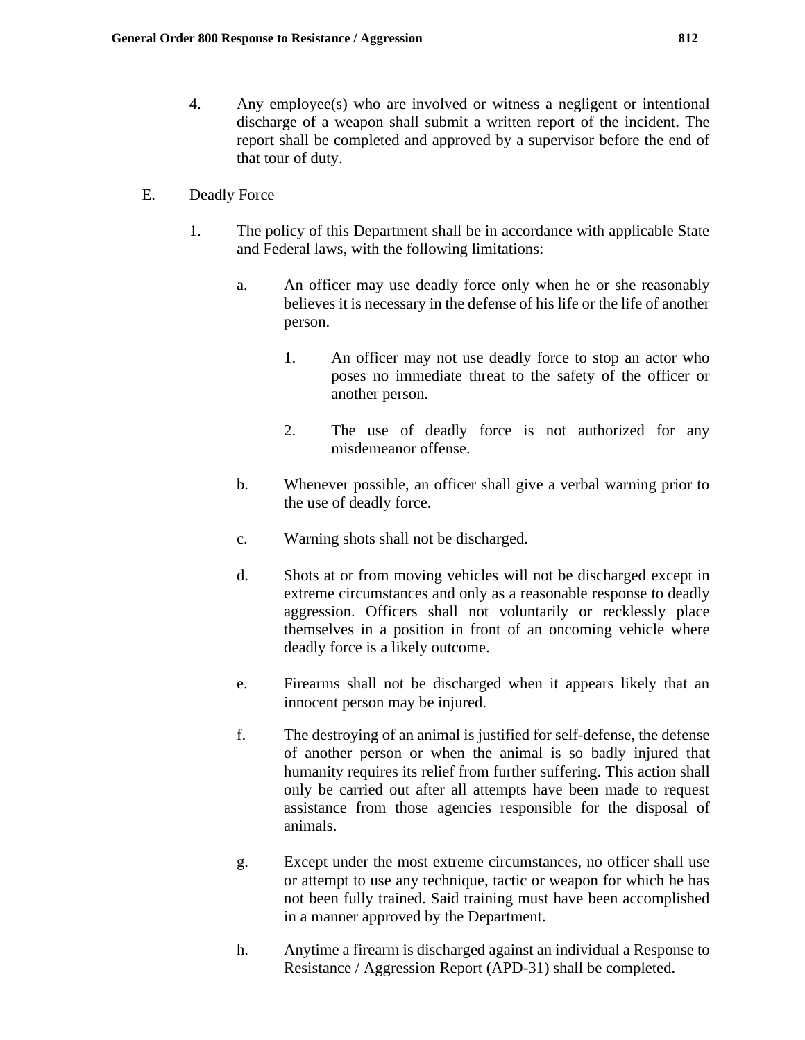4. Any employee(s) who are involved or witness a negligent or intentional discharge of a weapon shall submit a written report of the incident. The report shall be completed and approved by a supervisor before the end of that tour of duty.

E. <u>Deadly Force</u>

1. The policy of this Department shall be in accordance with applicable State and Federal laws, with the following limitations:

    a. An officer may use deadly force only when he or she reasonably believes it is necessary in the defense of his life or the life of another person.

        1. An officer may not use deadly force to stop an actor who poses no immediate threat to the safety of the officer or another person.

        2. The use of deadly force is not authorized for any misdemeanor offense.

    b. Whenever possible, an officer shall give a verbal warning prior to the use of deadly force.

    c. Warning shots shall not be discharged.

    d. Shots at or from moving vehicles will not be discharged except in extreme circumstances and only as a reasonable response to deadly aggression. Officers shall not voluntarily or recklessly place themselves in a position in front of an oncoming vehicle where deadly force is a likely outcome.

    e. Firearms shall not be discharged when it appears likely that an innocent person may be injured.

    f. The destroying of an animal is justified for self-defense, the defense of another person or when the animal is so badly injured that humanity requires its relief from further suffering. This action shall only be carried out after all attempts have been made to request assistance from those agencies responsible for the disposal of animals.

    g. Except under the most extreme circumstances, no officer shall use or attempt to use any technique, tactic or weapon for which he has not been fully trained. Said training must have been accomplished in a manner approved by the Department.

    h. Anytime a firearm is discharged against an individual a Response to Resistance / Aggression Report (APD-31) shall be completed.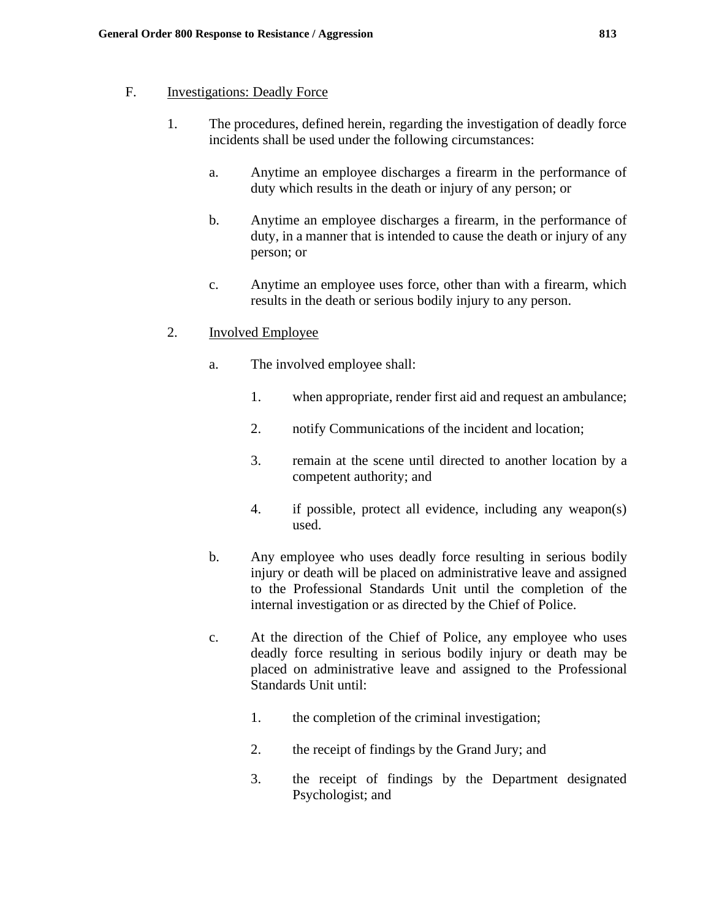F. <u>Investigations: Deadly Force</u>

1. The procedures, defined herein, regarding the investigation of deadly force incidents shall be used under the following circumstances:

   a. Anytime an employee discharges a firearm in the performance of duty which results in the death or injury of any person; or

   b. Anytime an employee discharges a firearm, in the performance of duty, in a manner that is intended to cause the death or injury of any person; or

   c. Anytime an employee uses force, other than with a firearm, which results in the death or serious bodily injury to any person.

2. <u>Involved Employee</u>

   a. The involved employee shall:

      1. when appropriate, render first aid and request an ambulance;

      2. notify Communications of the incident and location;

      3. remain at the scene until directed to another location by a competent authority; and

      4. if possible, protect all evidence, including any weapon(s) used.

   b. Any employee who uses deadly force resulting in serious bodily injury or death will be placed on administrative leave and assigned to the Professional Standards Unit until the completion of the internal investigation or as directed by the Chief of Police.

   c. At the direction of the Chief of Police, any employee who uses deadly force resulting in serious bodily injury or death may be placed on administrative leave and assigned to the Professional Standards Unit until:

      1. the completion of the criminal investigation;

      2. the receipt of findings by the Grand Jury; and

      3. the receipt of findings by the Department designated Psychologist; and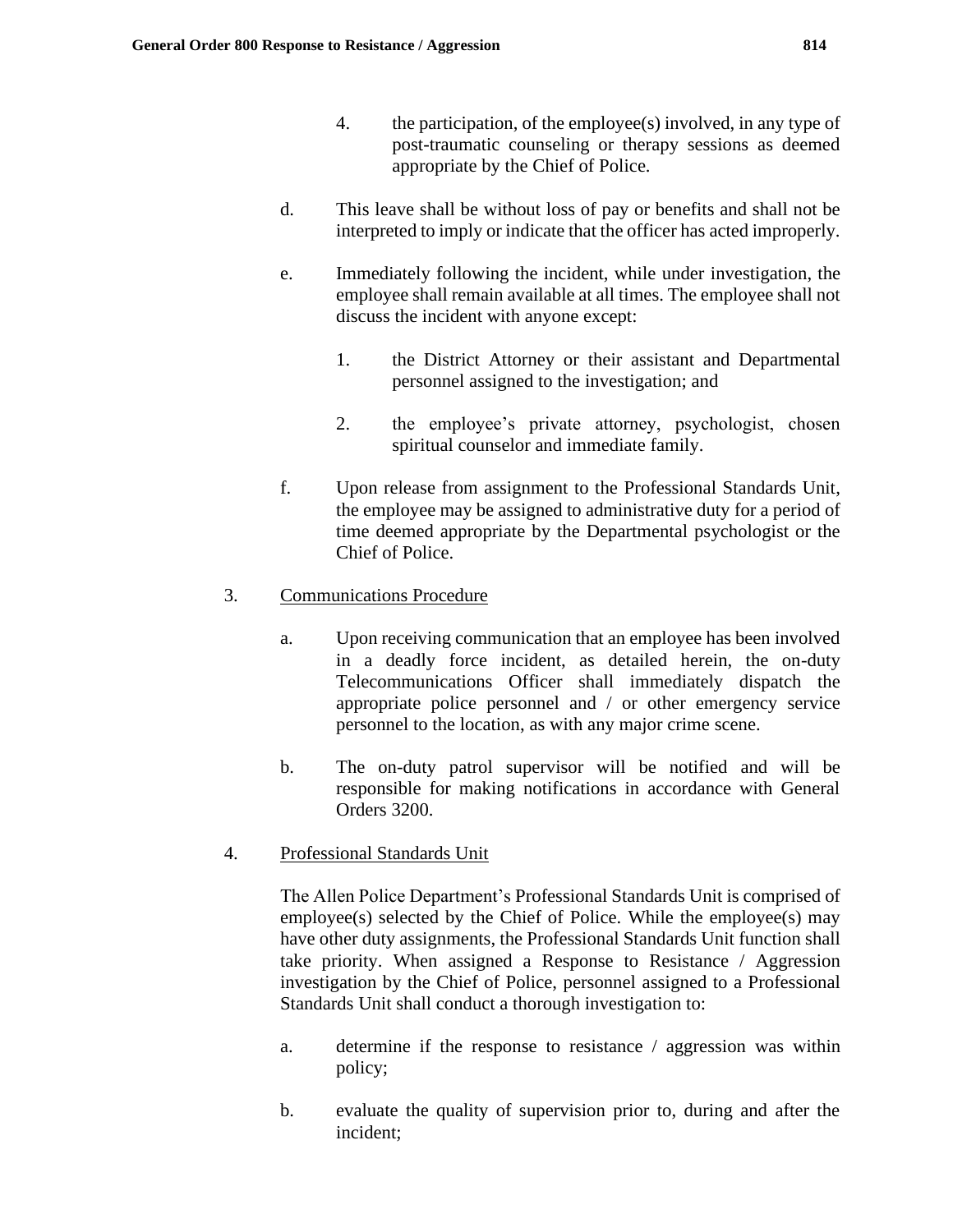4. the participation, of the employee(s) involved, in any type of post-traumatic counseling or therapy sessions as deemed appropriate by the Chief of Police.

d. This leave shall be without loss of pay or benefits and shall not be interpreted to imply or indicate that the officer has acted improperly.

e. Immediately following the incident, while under investigation, the employee shall remain available at all times. The employee shall not discuss the incident with anyone except:

   1. the District Attorney or their assistant and Departmental personnel assigned to the investigation; and

   2. the employee's private attorney, psychologist, chosen spiritual counselor and immediate family.

f. Upon release from assignment to the Professional Standards Unit, the employee may be assigned to administrative duty for a period of time deemed appropriate by the Departmental psychologist or the Chief of Police.

3. <u>Communications Procedure</u>

   a. Upon receiving communication that an employee has been involved in a deadly force incident, as detailed herein, the on-duty Telecommunications Officer shall immediately dispatch the appropriate police personnel and / or other emergency service personnel to the location, as with any major crime scene.

   b. The on-duty patrol supervisor will be notified and will be responsible for making notifications in accordance with General Orders 3200.

4. <u>Professional Standards Unit</u>

   The Allen Police Department's Professional Standards Unit is comprised of employee(s) selected by the Chief of Police. While the employee(s) may have other duty assignments, the Professional Standards Unit function shall take priority. When assigned a Response to Resistance / Aggression investigation by the Chief of Police, personnel assigned to a Professional Standards Unit shall conduct a thorough investigation to:

   a. determine if the response to resistance / aggression was within policy;

   b. evaluate the quality of supervision prior to, during and after the incident;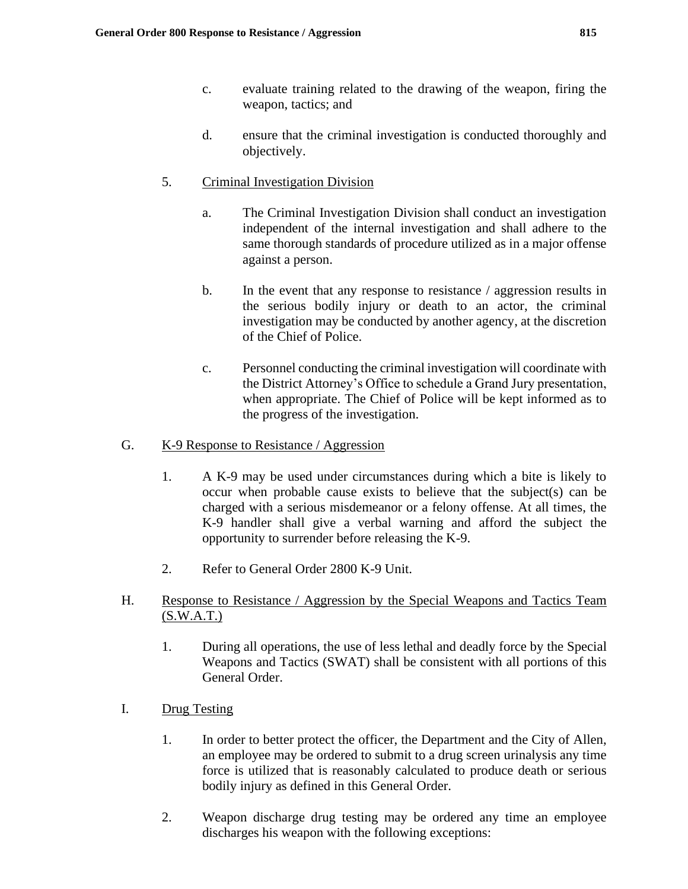c. evaluate training related to the drawing of the weapon, firing the weapon, tactics; and

d. ensure that the criminal investigation is conducted thoroughly and objectively.

5. Criminal Investigation Division

a. The Criminal Investigation Division shall conduct an investigation independent of the internal investigation and shall adhere to the same thorough standards of procedure utilized as in a major offense against a person.

b. In the event that any response to resistance / aggression results in the serious bodily injury or death to an actor, the criminal investigation may be conducted by another agency, at the discretion of the Chief of Police.

c. Personnel conducting the criminal investigation will coordinate with the District Attorney's Office to schedule a Grand Jury presentation, when appropriate. The Chief of Police will be kept informed as to the progress of the investigation.

G. K-9 Response to Resistance / Aggression

1. A K-9 may be used under circumstances during which a bite is likely to occur when probable cause exists to believe that the subject(s) can be charged with a serious misdemeanor or a felony offense. At all times, the K-9 handler shall give a verbal warning and afford the subject the opportunity to surrender before releasing the K-9.

2. Refer to General Order 2800 K-9 Unit.

H. Response to Resistance / Aggression by the Special Weapons and Tactics Team (S.W.A.T.)

1. During all operations, the use of less lethal and deadly force by the Special Weapons and Tactics (SWAT) shall be consistent with all portions of this General Order.

I. Drug Testing

1. In order to better protect the officer, the Department and the City of Allen, an employee may be ordered to submit to a drug screen urinalysis any time force is utilized that is reasonably calculated to produce death or serious bodily injury as defined in this General Order.

2. Weapon discharge drug testing may be ordered any time an employee discharges his weapon with the following exceptions: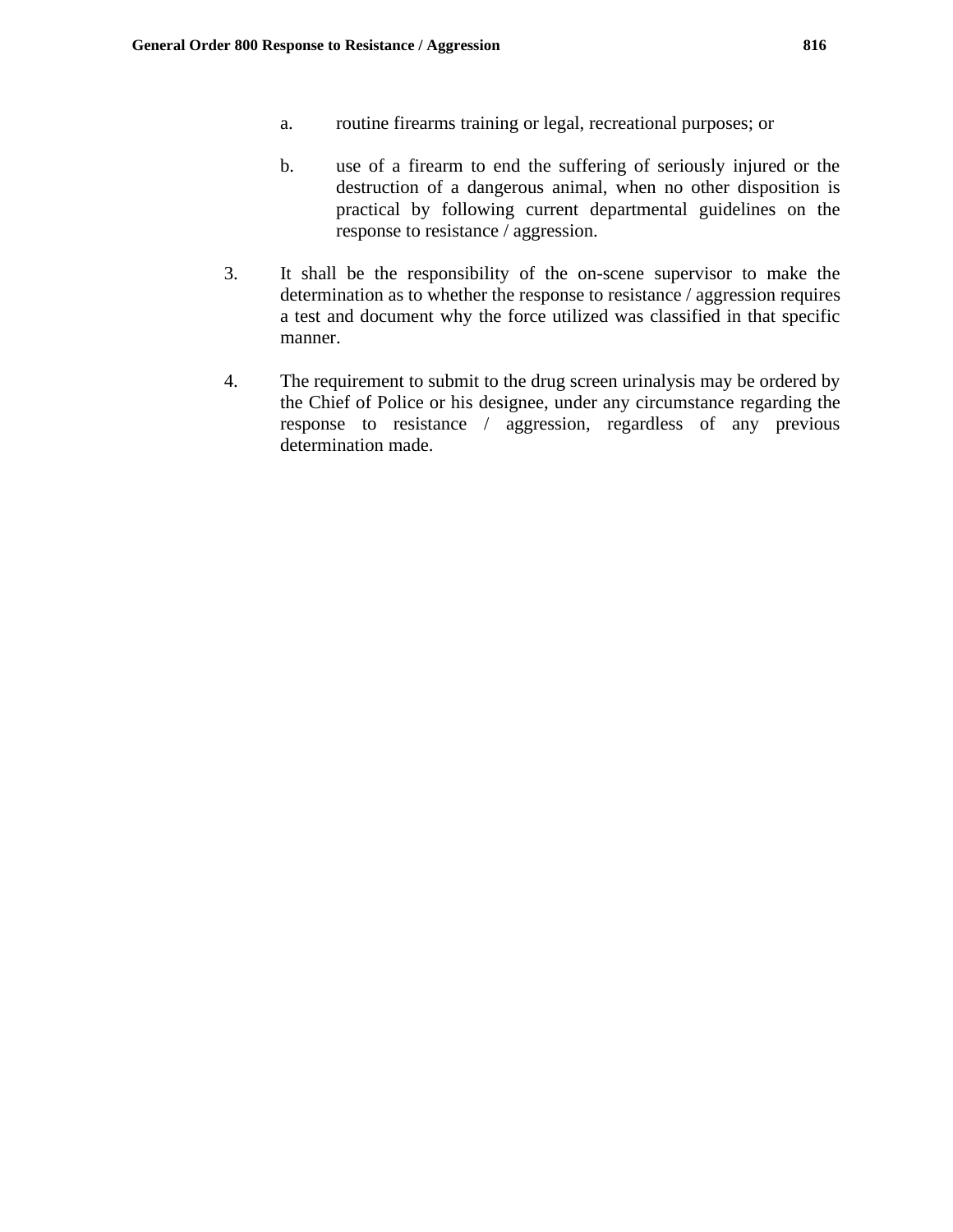a. routine firearms training or legal, recreational purposes; or

b. use of a firearm to end the suffering of seriously injured or the destruction of a dangerous animal, when no other disposition is practical by following current departmental guidelines on the response to resistance / aggression.

3. It shall be the responsibility of the on-scene supervisor to make the determination as to whether the response to resistance / aggression requires a test and document why the force utilized was classified in that specific manner.

4. The requirement to submit to the drug screen urinalysis may be ordered by the Chief of Police or his designee, under any circumstance regarding the response to resistance / aggression, regardless of any previous determination made.